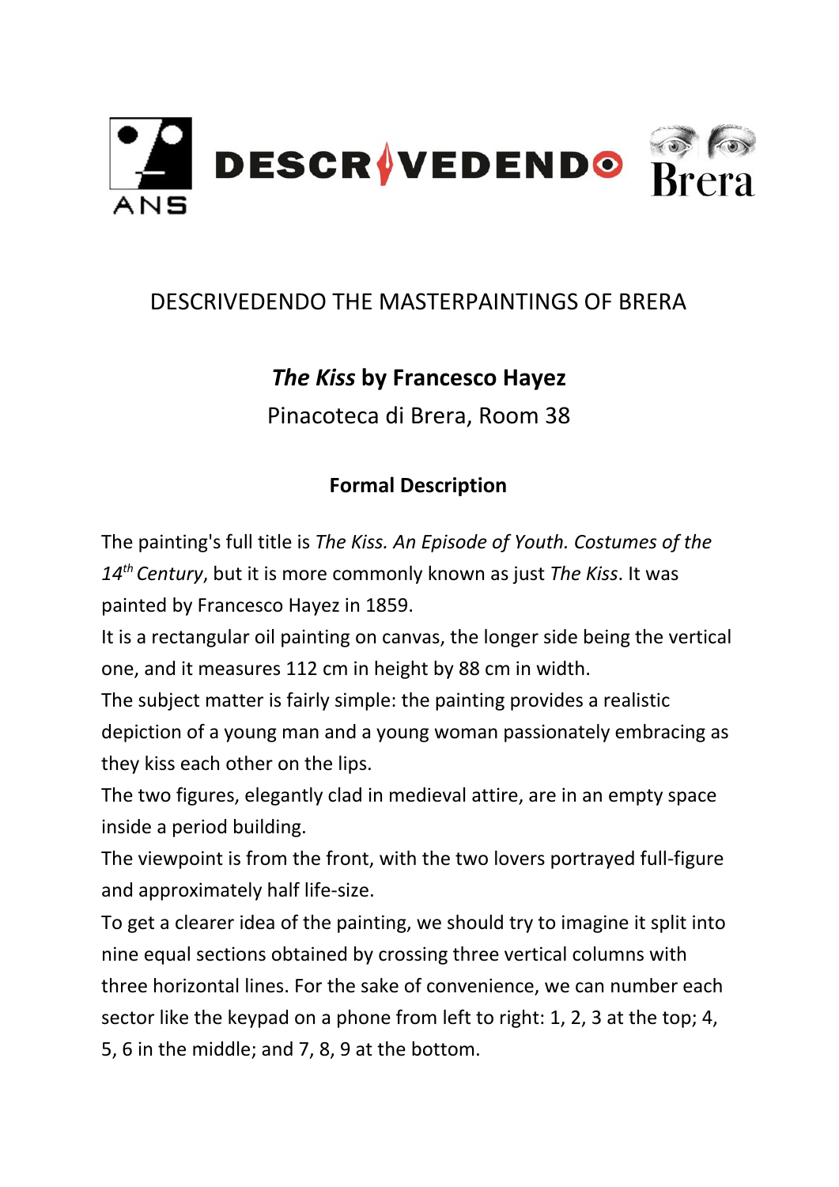ANS DESCRIVEDENDO Brera

DESCRIVEDENDO THE MASTERPAINTINGS OF BRERA

# *The Kiss* by Francesco Hayez

Pinacoteca di Brera, Room 38

## Formal Description

The painting's full title is *The Kiss. An Episode of Youth. Costumes of the 14th Century*, but it is more commonly known as just *The Kiss*. It was painted by Francesco Hayez in 1859.

It is a rectangular oil painting on canvas, the longer side being the vertical one, and it measures 112 cm in height by 88 cm in width.

The subject matter is fairly simple: the painting provides a realistic depiction of a young man and a young woman passionately embracing as they kiss each other on the lips.

The two figures, elegantly clad in medieval attire, are in an empty space inside a period building.

The viewpoint is from the front, with the two lovers portrayed full-figure and approximately half life-size.

To get a clearer idea of the painting, we should try to imagine it split into nine equal sections obtained by crossing three vertical columns with three horizontal lines. For the sake of convenience, we can number each sector like the keypad on a phone from left to right: 1, 2, 3 at the top; 4, 5, 6 in the middle; and 7, 8, 9 at the bottom.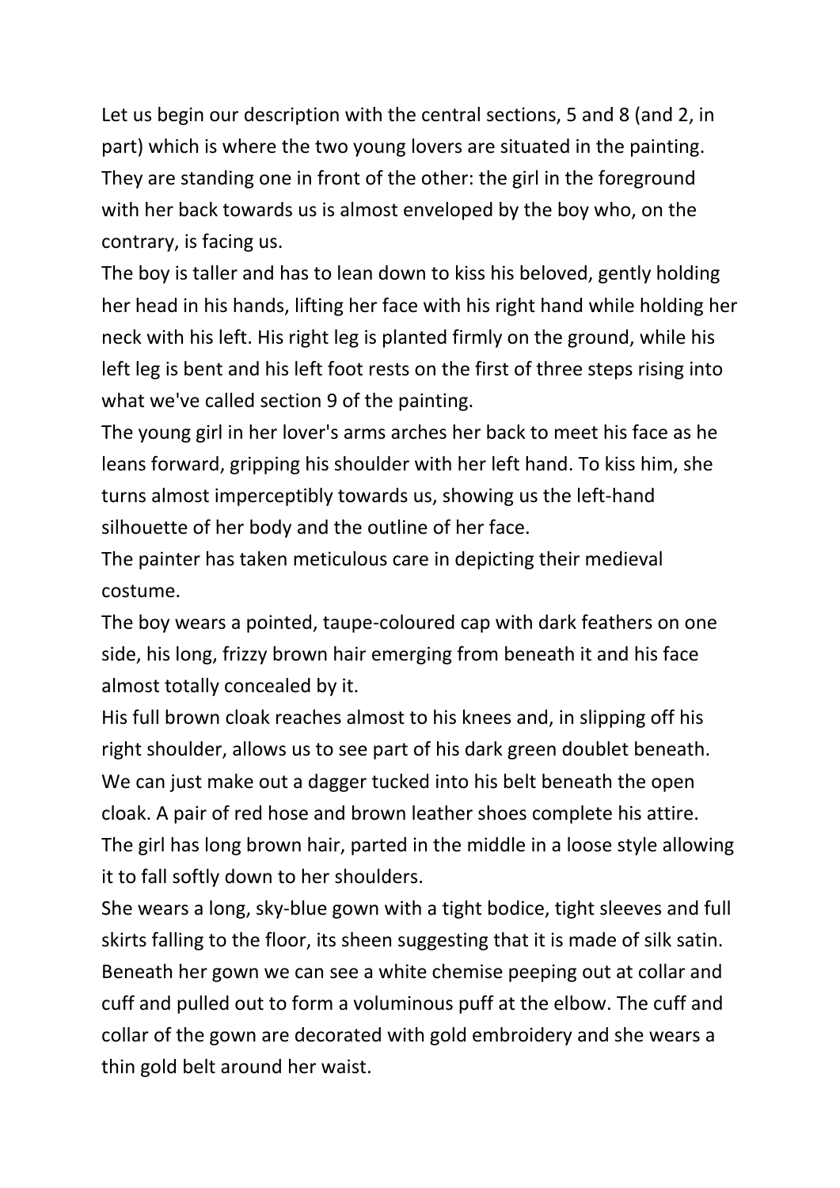Let us begin our description with the central sections, 5 and 8 (and 2, in part) which is where the two young lovers are situated in the painting. They are standing one in front of the other: the girl in the foreground with her back towards us is almost enveloped by the boy who, on the contrary, is facing us.

The boy is taller and has to lean down to kiss his beloved, gently holding her head in his hands, lifting her face with his right hand while holding her neck with his left. His right leg is planted firmly on the ground, while his left leg is bent and his left foot rests on the first of three steps rising into what we've called section 9 of the painting.

The young girl in her lover's arms arches her back to meet his face as he leans forward, gripping his shoulder with her left hand. To kiss him, she turns almost imperceptibly towards us, showing us the left-hand silhouette of her body and the outline of her face.

The painter has taken meticulous care in depicting their medieval costume.

The boy wears a pointed, taupe-coloured cap with dark feathers on one side, his long, frizzy brown hair emerging from beneath it and his face almost totally concealed by it.

His full brown cloak reaches almost to his knees and, in slipping off his right shoulder, allows us to see part of his dark green doublet beneath. We can just make out a dagger tucked into his belt beneath the open cloak. A pair of red hose and brown leather shoes complete his attire.

The girl has long brown hair, parted in the middle in a loose style allowing it to fall softly down to her shoulders.

She wears a long, sky-blue gown with a tight bodice, tight sleeves and full skirts falling to the floor, its sheen suggesting that it is made of silk satin. Beneath her gown we can see a white chemise peeping out at collar and cuff and pulled out to form a voluminous puff at the elbow. The cuff and collar of the gown are decorated with gold embroidery and she wears a thin gold belt around her waist.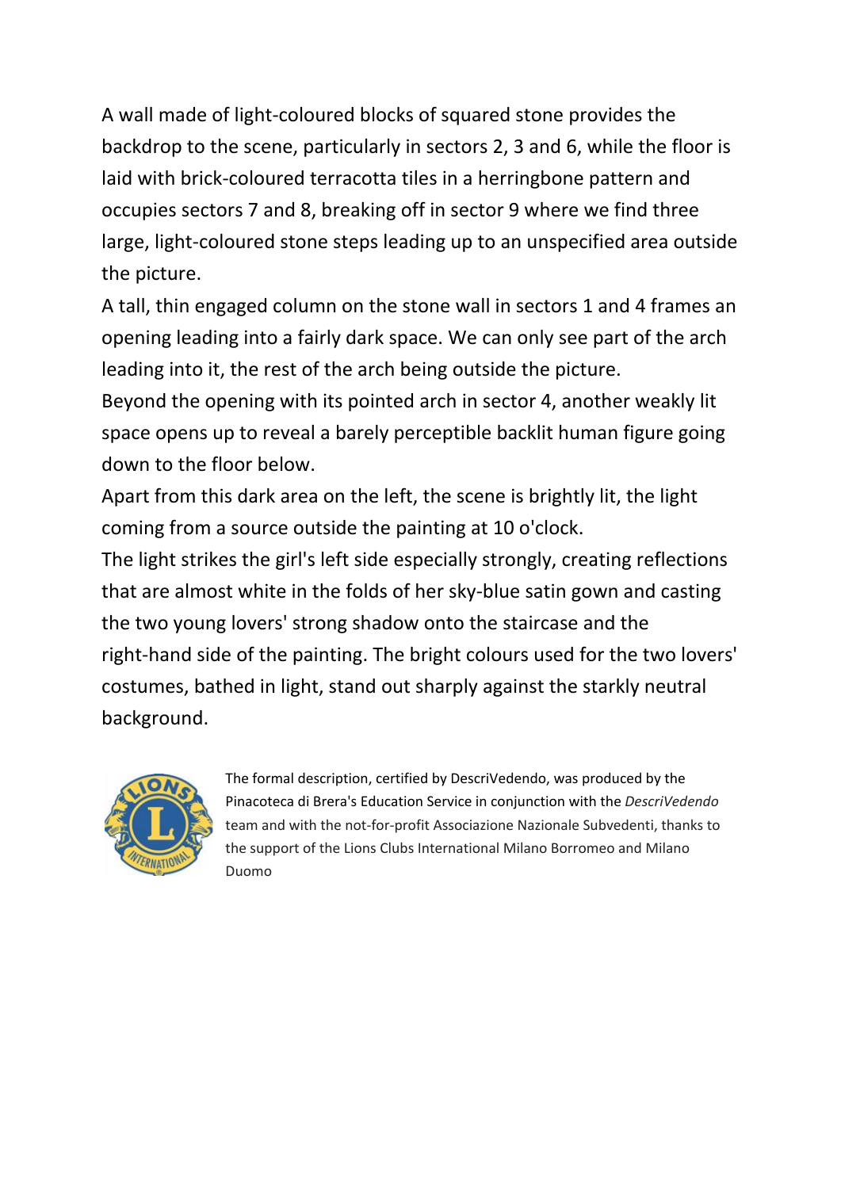A wall made of light-coloured blocks of squared stone provides the backdrop to the scene, particularly in sectors 2, 3 and 6, while the floor is laid with brick-coloured terracotta tiles in a herringbone pattern and occupies sectors 7 and 8, breaking off in sector 9 where we find three large, light-coloured stone steps leading up to an unspecified area outside the picture.

A tall, thin engaged column on the stone wall in sectors 1 and 4 frames an opening leading into a fairly dark space. We can only see part of the arch leading into it, the rest of the arch being outside the picture.

Beyond the opening with its pointed arch in sector 4, another weakly lit space opens up to reveal a barely perceptible backlit human figure going down to the floor below.

Apart from this dark area on the left, the scene is brightly lit, the light coming from a source outside the painting at 10 o'clock.

The light strikes the girl's left side especially strongly, creating reflections that are almost white in the folds of her sky-blue satin gown and casting the two young lovers' strong shadow onto the staircase and the right-hand side of the painting. The bright colours used for the two lovers' costumes, bathed in light, stand out sharply against the starkly neutral background.

The formal description, certified by DescriVedendo, was produced by the Pinacoteca di Brera's Education Service in conjunction with the *DescriVedendo* team and with the not-for-profit Associazione Nazionale Subvedenti, thanks to the support of the Lions Clubs International Milano Borromeo and Milano Duomo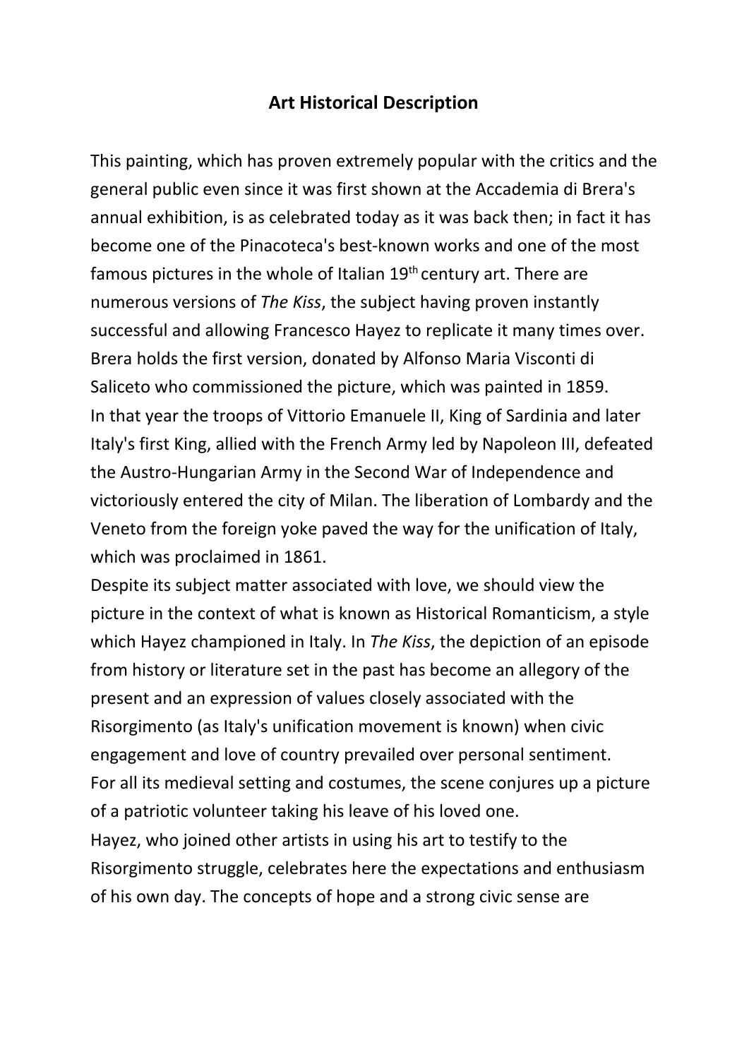# Art Historical Description

This painting, which has proven extremely popular with the critics and the general public even since it was first shown at the Accademia di Brera's annual exhibition, is as celebrated today as it was back then; in fact it has become one of the Pinacoteca's best-known works and one of the most famous pictures in the whole of Italian 19th century art. There are numerous versions of *The Kiss*, the subject having proven instantly successful and allowing Francesco Hayez to replicate it many times over. Brera holds the first version, donated by Alfonso Maria Visconti di Saliceto who commissioned the picture, which was painted in 1859.

In that year the troops of Vittorio Emanuele II, King of Sardinia and later Italy's first King, allied with the French Army led by Napoleon III, defeated the Austro-Hungarian Army in the Second War of Independence and victoriously entered the city of Milan. The liberation of Lombardy and the Veneto from the foreign yoke paved the way for the unification of Italy, which was proclaimed in 1861.

Despite its subject matter associated with love, we should view the picture in the context of what is known as Historical Romanticism, a style which Hayez championed in Italy. In *The Kiss*, the depiction of an episode from history or literature set in the past has become an allegory of the present and an expression of values closely associated with the Risorgimento (as Italy's unification movement is known) when civic engagement and love of country prevailed over personal sentiment.

For all its medieval setting and costumes, the scene conjures up a picture of a patriotic volunteer taking his leave of his loved one.

Hayez, who joined other artists in using his art to testify to the Risorgimento struggle, celebrates here the expectations and enthusiasm of his own day. The concepts of hope and a strong civic sense are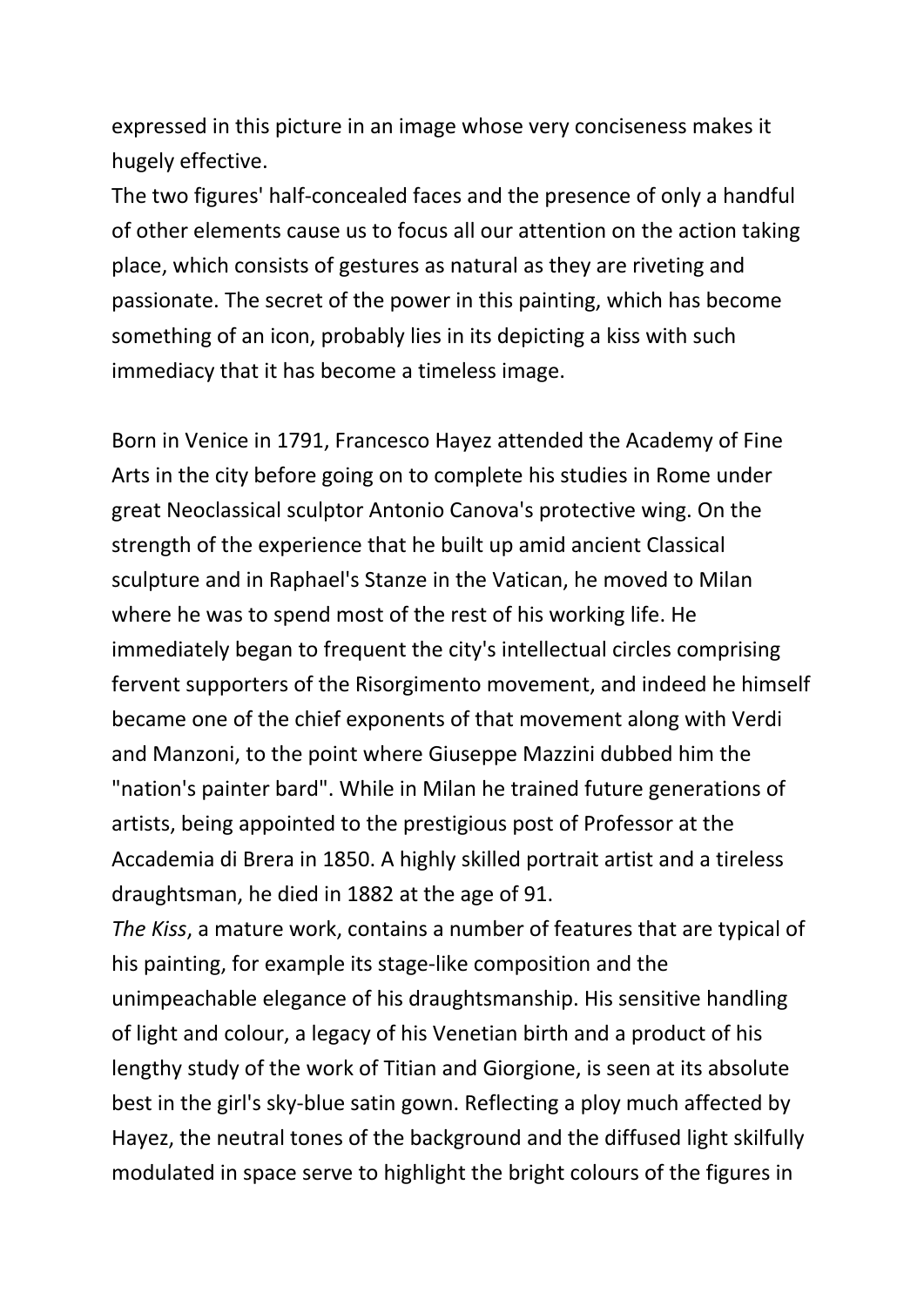expressed in this picture in an image whose very conciseness makes it hugely effective.
The two figures' half-concealed faces and the presence of only a handful of other elements cause us to focus all our attention on the action taking place, which consists of gestures as natural as they are riveting and passionate. The secret of the power in this painting, which has become something of an icon, probably lies in its depicting a kiss with such immediacy that it has become a timeless image.

Born in Venice in 1791, Francesco Hayez attended the Academy of Fine Arts in the city before going on to complete his studies in Rome under great Neoclassical sculptor Antonio Canova's protective wing. On the strength of the experience that he built up amid ancient Classical sculpture and in Raphael's Stanze in the Vatican, he moved to Milan where he was to spend most of the rest of his working life. He immediately began to frequent the city's intellectual circles comprising fervent supporters of the Risorgimento movement, and indeed he himself became one of the chief exponents of that movement along with Verdi and Manzoni, to the point where Giuseppe Mazzini dubbed him the "nation's painter bard". While in Milan he trained future generations of artists, being appointed to the prestigious post of Professor at the Accademia di Brera in 1850. A highly skilled portrait artist and a tireless draughtsman, he died in 1882 at the age of 91.
*The Kiss*, a mature work, contains a number of features that are typical of his painting, for example its stage-like composition and the unimpeachable elegance of his draughtsmanship. His sensitive handling of light and colour, a legacy of his Venetian birth and a product of his lengthy study of the work of Titian and Giorgione, is seen at its absolute best in the girl's sky-blue satin gown. Reflecting a ploy much affected by Hayez, the neutral tones of the background and the diffused light skilfully modulated in space serve to highlight the bright colours of the figures in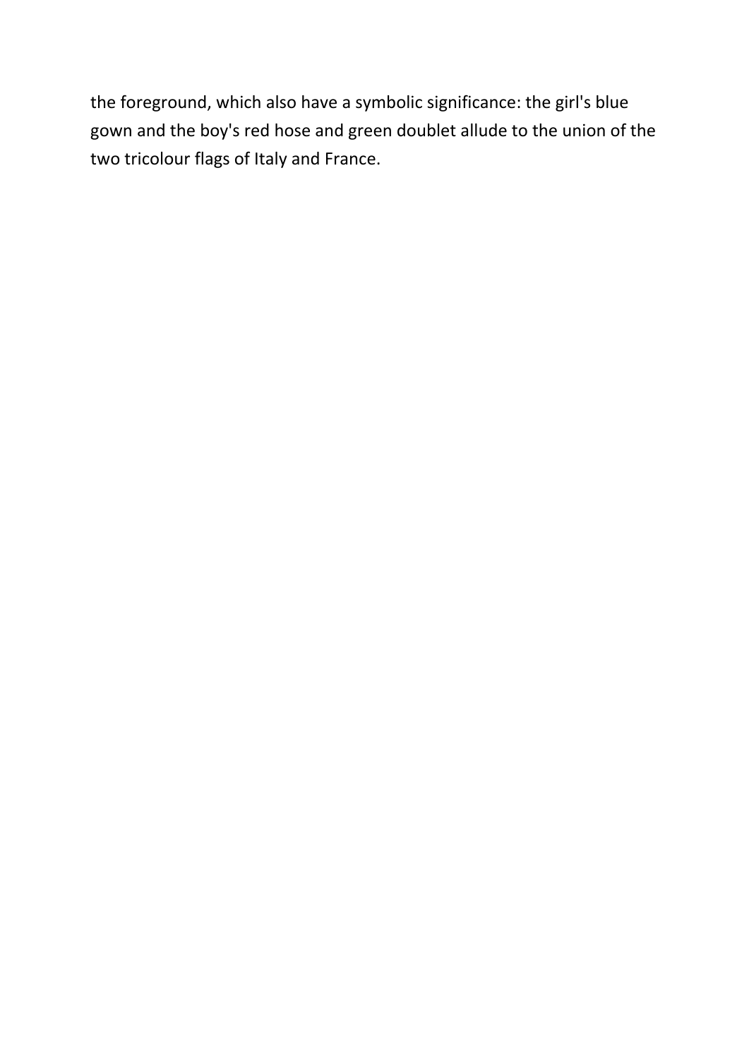the foreground, which also have a symbolic significance: the girl's blue gown and the boy's red hose and green doublet allude to the union of the two tricolour flags of Italy and France.